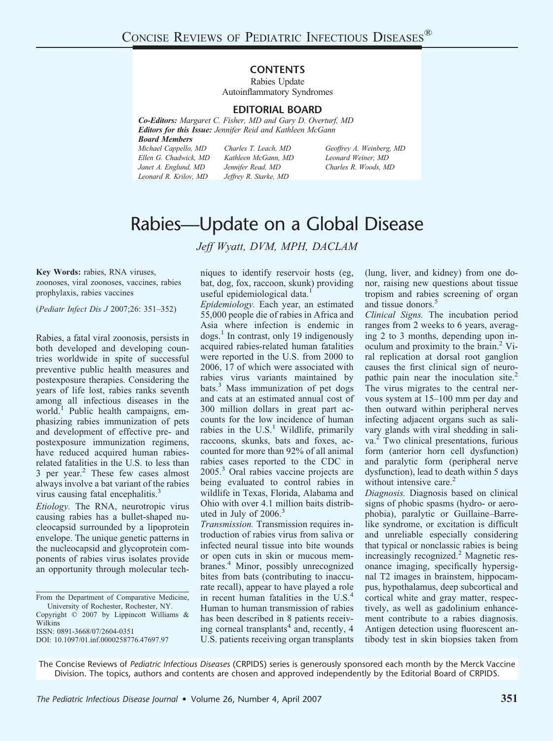# Concise Reviews of Pediatric Infectious Diseases®

**CONTENTS**

Rabies Update
Autoinflammatory Syndromes

**EDITORIAL BOARD**

***Co-Editors:*** *Margaret C. Fisher, MD and Gary D. Overturf, MD*
***Editors for this Issue:*** *Jennifer Reid and Kathleen McGann*
***Board Members***

*Michael Cappello, MD*
*Ellen G. Chadwick, MD*
*Janet A. Englund, MD*
*Leonard R. Krilov, MD*
*Charles T. Leach, MD*
*Kathleen McGann, MD*
*Jennifer Read, MD*
*Jeffrey R. Starke, MD*
*Geoffrey A. Weinberg, MD*
*Leonard Weiner, MD*
*Charles R. Woods, MD*

# Rabies—Update on a Global Disease

*Jeff Wyatt, DVM, MPH, DACLAM*

**Key Words:** rabies, RNA viruses, zoonoses, viral zoonoses, vaccines, rabies prophylaxis, rabies vaccines

(*Pediatr Infect Dis J* 2007;26: 351–352)

From the Department of Comparative Medicine, University of Rochester, Rochester, NY.
Copyright © 2007 by Lippincott Williams & Wilkins
ISSN: 0891-3668/07/2604-0351
DOI: 10.1097/01.inf.0000258776.47697.97

Rabies, a fatal viral zoonosis, persists in both developed and developing countries worldwide in spite of successful preventive public health measures and postexposure therapies. Considering the years of life lost, rabies ranks seventh among all infectious diseases in the world.[1] Public health campaigns, emphasizing rabies immunization of pets and development of effective pre- and postexposure immunization regimens, have reduced acquired human rabies-related fatalities in the U.S. to less than 3 per year.[2] These few cases almost always involve a bat variant of the rabies virus causing fatal encephalitis.[3]

*Etiology.* The RNA, neurotropic virus causing rabies has a bullet-shaped nucleocapsid surrounded by a lipoprotein envelope. The unique genetic patterns in the nucleocapsid and glycoprotein components of rabies virus isolates provide an opportunity through molecular techniques to identify reservoir hosts (eg, bat, dog, fox, raccoon, skunk) providing useful epidemiological data.[1]

*Epidemiology.* Each year, an estimated 55,000 people die of rabies in Africa and Asia where infection is endemic in dogs.[1] In contrast, only 19 indigenously acquired rabies-related human fatalities were reported in the U.S. from 2000 to 2006, 17 of which were associated with rabies virus variants maintained by bats.[3] Mass immunization of pet dogs and cats at an estimated annual cost of 300 million dollars in great part accounts for the low incidence of human rabies in the U.S.[1] Wildlife, primarily raccoons, skunks, bats and foxes, accounted for more than 92% of all animal rabies cases reported to the CDC in 2005.[3] Oral rabies vaccine projects are being evaluated to control rabies in wildlife in Texas, Florida, Alabama and Ohio with over 4.1 million baits distributed in July of 2006.[3]

*Transmission.* Transmission requires introduction of rabies virus from saliva or infected neural tissue into bite wounds or open cuts in skin or mucous membranes.[4] Minor, possibly unrecognized bites from bats (contributing to inaccurate recall), appear to have played a role in recent human fatalities in the U.S.[4] Human to human transmission of rabies has been described in 8 patients receiving corneal transplants[4] and, recently, 4 U.S. patients receiving organ transplants (lung, liver, and kidney) from one donor, raising new questions about tissue tropism and rabies screening of organ and tissue donors.[5]

*Clinical Signs.* The incubation period ranges from 2 weeks to 6 years, averaging 2 to 3 months, depending upon inoculum and proximity to the brain.[2] Viral replication at dorsal root ganglion causes the first clinical sign of neuropathic pain near the inoculation site.[2] The virus migrates to the central nervous system at 15–100 mm per day and then outward within peripheral nerves infecting adjacent organs such as salivary glands with viral shedding in saliva.[2] Two clinical presentations, furious form (anterior horn cell dysfunction) and paralytic form (peripheral nerve dysfunction), lead to death within 5 days without intensive care.[2]

*Diagnosis.* Diagnosis based on clinical signs of phobic spasms (hydro- or aerophobia), paralytic or Guillaine–Barre-like syndrome, or excitation is difficult and unreliable especially considering that typical or nonclassic rabies is being increasingly recognized.[2] Magnetic resonance imaging, specifically hypersignal T2 images in brainstem, hippocampus, hypothalamus, deep subcortical and cortical white and gray matter, respectively, as well as gadolinium enhancement contribute to a rabies diagnosis. Antigen detection using fluorescent antibody test in skin biopsies taken from

The Concise Reviews of *Pediatric Infectious Diseases* (CRPIDS) series is generously sponsored each month by the Merck Vaccine Division. The topics, authors and contents are chosen and approved independently by the Editorial Board of CRPIDS.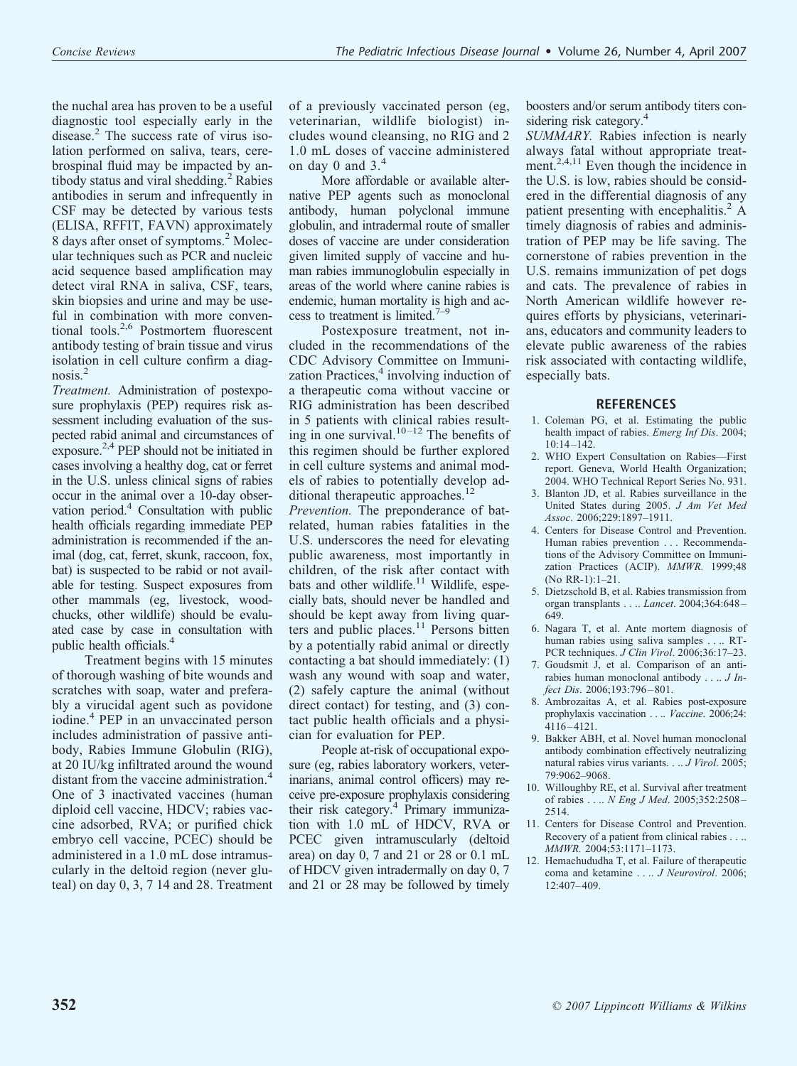the nuchal area has proven to be a useful diagnostic tool especially early in the disease.[2] The success rate of virus isolation performed on saliva, tears, cerebrospinal fluid may be impacted by antibody status and viral shedding.[2] Rabies antibodies in serum and infrequently in CSF may be detected by various tests (ELISA, RFFIT, FAVN) approximately 8 days after onset of symptoms.[2] Molecular techniques such as PCR and nucleic acid sequence based amplification may detect viral RNA in saliva, CSF, tears, skin biopsies and urine and may be useful in combination with more conventional tools.[2,6] Postmortem fluorescent antibody testing of brain tissue and virus isolation in cell culture confirm a diagnosis.[2]

*Treatment.* Administration of postexposure prophylaxis (PEP) requires risk assessment including evaluation of the suspected rabid animal and circumstances of exposure.[2,4] PEP should not be initiated in cases involving a healthy dog, cat or ferret in the U.S. unless clinical signs of rabies occur in the animal over a 10-day observation period.[4] Consultation with public health officials regarding immediate PEP administration is recommended if the animal (dog, cat, ferret, skunk, raccoon, fox, bat) is suspected to be rabid or not available for testing. Suspect exposures from other mammals (eg, livestock, woodchucks, other wildlife) should be evaluated case by case in consultation with public health officials.[4]

Treatment begins with 15 minutes of thorough washing of bite wounds and scratches with soap, water and preferably a virucidal agent such as povidone iodine.[4] PEP in an unvaccinated person includes administration of passive antibody, Rabies Immune Globulin (RIG), at 20 IU/kg infiltrated around the wound distant from the vaccine administration.[4] One of 3 inactivated vaccines (human diploid cell vaccine, HDCV; rabies vaccine adsorbed, RVA; or purified chick embryo cell vaccine, PCEC) should be administered in a 1.0 mL dose intramuscularly in the deltoid region (never gluteal) on day 0, 3, 7 14 and 28. Treatment of a previously vaccinated person (eg, veterinarian, wildlife biologist) includes wound cleansing, no RIG and 2 1.0 mL doses of vaccine administered on day 0 and 3.[4]

More affordable or available alternative PEP agents such as monoclonal antibody, human polyclonal immune globulin, and intradermal route of smaller doses of vaccine are under consideration given limited supply of vaccine and human rabies immunoglobulin especially in areas of the world where canine rabies is endemic, human mortality is high and access to treatment is limited.[7–9]

Postexposure treatment, not included in the recommendations of the CDC Advisory Committee on Immunization Practices,[4] involving induction of a therapeutic coma without vaccine or RIG administration has been described in 5 patients with clinical rabies resulting in one survival.[10–12] The benefits of this regimen should be further explored in cell culture systems and animal models of rabies to potentially develop additional therapeutic approaches.[12]

*Prevention.* The preponderance of bat-related, human rabies fatalities in the U.S. underscores the need for elevating public awareness, most importantly in children, of the risk after contact with bats and other wildlife.[11] Wildlife, especially bats, should never be handled and should be kept away from living quarters and public places.[11] Persons bitten by a potentially rabid animal or directly contacting a bat should immediately: (1) wash any wound with soap and water, (2) safely capture the animal (without direct contact) for testing, and (3) contact public health officials and a physician for evaluation for PEP.

People at-risk of occupational exposure (eg, rabies laboratory workers, veterinarians, animal control officers) may receive pre-exposure prophylaxis considering their risk category.[4] Primary immunization with 1.0 mL of HDCV, RVA or PCEC given intramuscularly (deltoid area) on day 0, 7 and 21 or 28 or 0.1 mL of HDCV given intradermally on day 0, 7 and 21 or 28 may be followed by timely boosters and/or serum antibody titers considering risk category.[4]

*SUMMARY.* Rabies infection is nearly always fatal without appropriate treatment.[2,4,11] Even though the incidence in the U.S. is low, rabies should be considered in the differential diagnosis of any patient presenting with encephalitis.[2] A timely diagnosis of rabies and administration of PEP may be life saving. The cornerstone of rabies prevention in the U.S. remains immunization of pet dogs and cats. The prevalence of rabies in North American wildlife however requires efforts by physicians, veterinarians, educators and community leaders to elevate public awareness of the rabies risk associated with contacting wildlife, especially bats.

## REFERENCES

1. Coleman PG, et al. Estimating the public health impact of rabies. *Emerg Inf Dis*. 2004;10:14–142.
2. WHO Expert Consultation on Rabies—First report. Geneva, World Health Organization; 2004. WHO Technical Report Series No. 931.
3. Blanton JD, et al. Rabies surveillance in the United States during 2005. *J Am Vet Med Assoc*. 2006;229:1897–1911.
4. Centers for Disease Control and Prevention. Human rabies prevention . . . Recommendations of the Advisory Committee on Immunization Practices (ACIP). *MMWR.* 1999;48 (No RR-1):1–21.
5. Dietzschold B, et al. Rabies transmission from organ transplants . . .. *Lancet*. 2004;364:648–649.
6. Nagara T, et al. Ante mortem diagnosis of human rabies using saliva samples . . .. RT-PCR techniques. *J Clin Virol*. 2006;36:17–23.
7. Goudsmit J, et al. Comparison of an anti-rabies human monoclonal antibody . . .. *J Infect Dis*. 2006;193:796–801.
8. Ambrozaitas A, et al. Rabies post-exposure prophylaxis vaccination . . .. *Vaccine*. 2006;24: 4116–4121.
9. Bakker ABH, et al. Novel human monoclonal antibody combination effectively neutralizing natural rabies virus variants. . .. *J Virol*. 2005; 79:9062–9068.
10. Willoughby RE, et al. Survival after treatment of rabies . . .. *N Eng J Med*. 2005;352:2508–2514.
11. Centers for Disease Control and Prevention. Recovery of a patient from clinical rabies . . .. *MMWR.* 2004;53:1171–1173.
12. Hemachududha T, et al. Failure of therapeutic coma and ketamine . . .. *J Neurovirol*. 2006; 12:407–409.